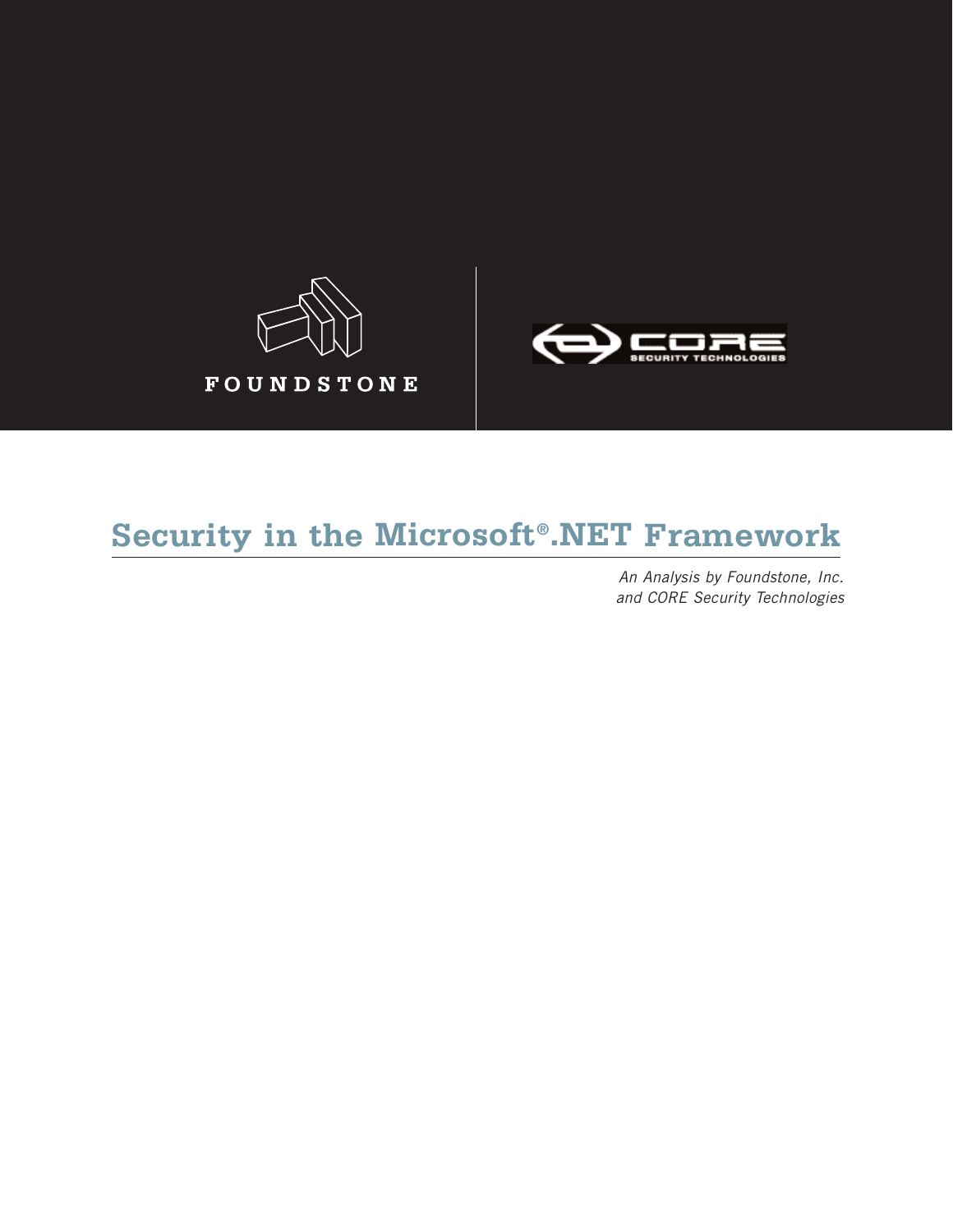FOUNDSTONE

CORE SECURITY TECHNOLOGIES

# Security in the Microsoft®.NET Framework

*An Analysis by Foundstone, Inc.*
*and CORE Security Technologies*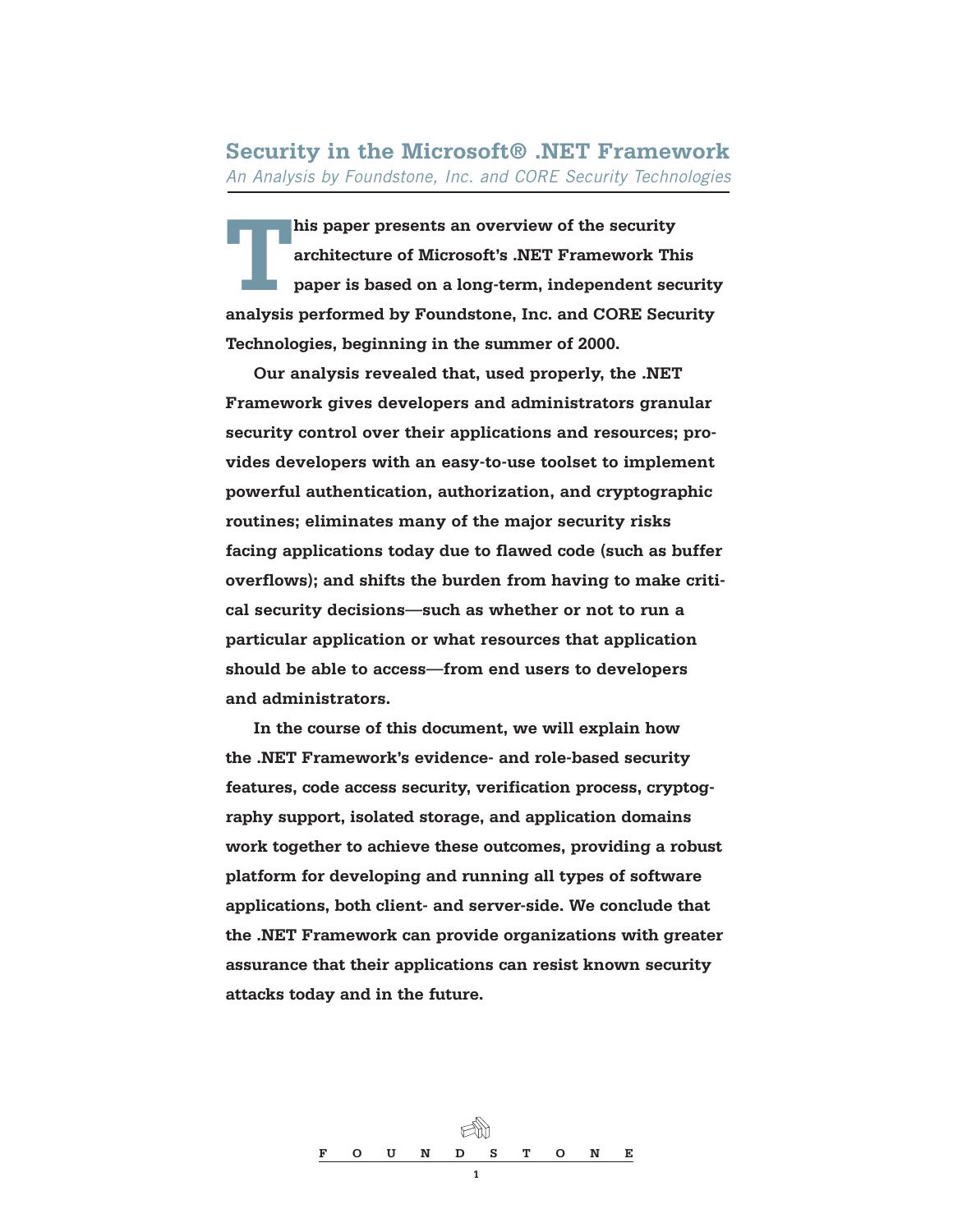# Security in the Microsoft® .NET Framework

*An Analysis by Foundstone, Inc. and CORE Security Technologies*

**This paper presents an overview of the security architecture of Microsoft's .NET Framework This paper is based on a long-term, independent security analysis performed by Foundstone, Inc. and CORE Security Technologies, beginning in the summer of 2000.**

**Our analysis revealed that, used properly, the .NET Framework gives developers and administrators granular security control over their applications and resources; provides developers with an easy-to-use toolset to implement powerful authentication, authorization, and cryptographic routines; eliminates many of the major security risks facing applications today due to flawed code (such as buffer overflows); and shifts the burden from having to make critical security decisions—such as whether or not to run a particular application or what resources that application should be able to access—from end users to developers and administrators.**

**In the course of this document, we will explain how the .NET Framework's evidence- and role-based security features, code access security, verification process, cryptography support, isolated storage, and application domains work together to achieve these outcomes, providing a robust platform for developing and running all types of software applications, both client- and server-side. We conclude that the .NET Framework can provide organizations with greater assurance that their applications can resist known security attacks today and in the future.**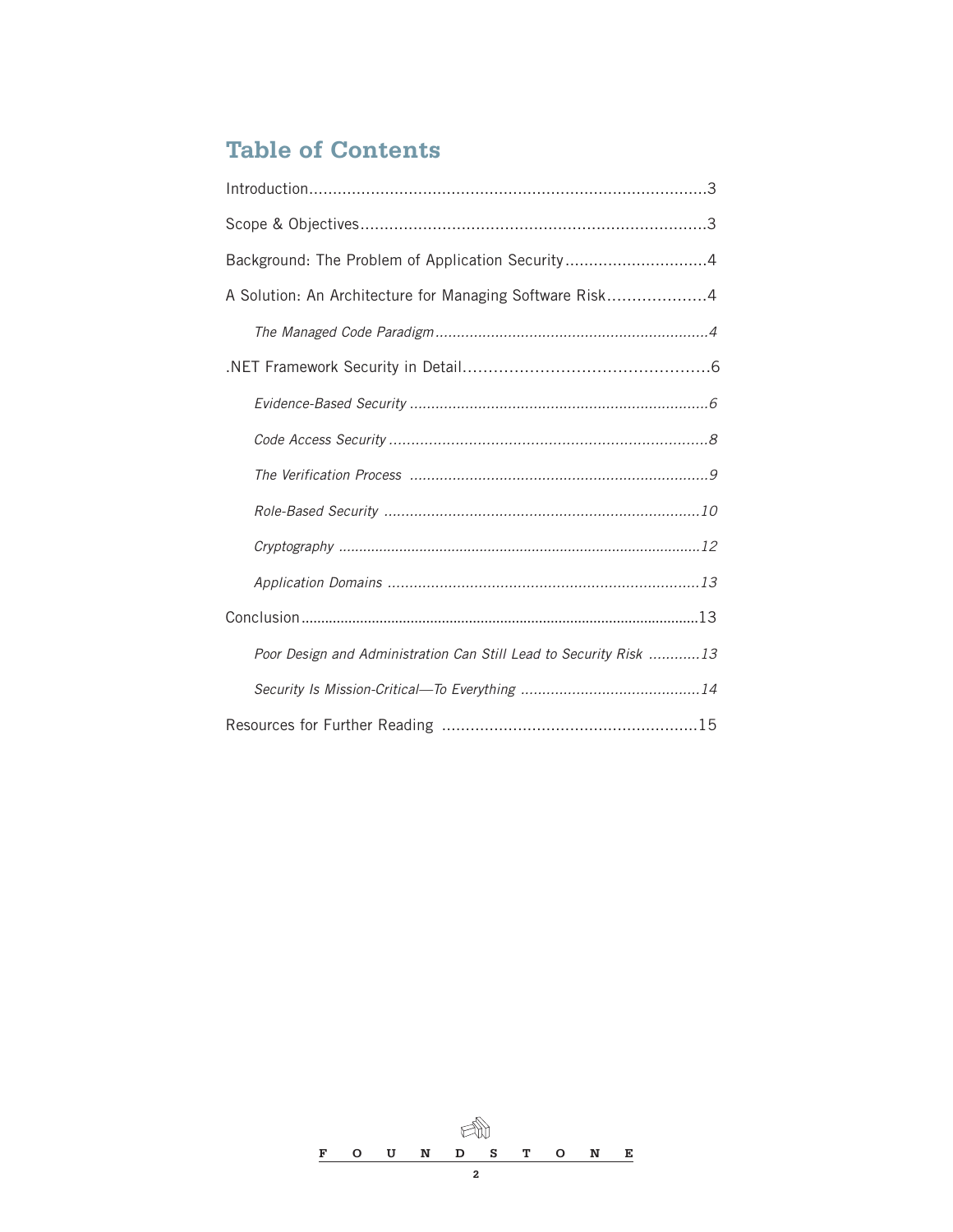# Table of Contents

Introduction....................................................................................3

Scope & Objectives........................................................................3

Background: The Problem of Application Security..............................4

A Solution: An Architecture for Managing Software Risk....................4

*The Managed Code Paradigm.................................................................4*

.NET Framework Security in Detail.................................................6

*Evidence-Based Security......................................................................6*

*Code Access Security.........................................................................8*

*The Verification Process.......................................................................9*

*Role-Based Security..........................................................................10*

*Cryptography.........................................................................................12*

*Application Domains.........................................................................13*

Conclusion.....................................................................................................13

*Poor Design and Administration Can Still Lead to Security Risk ............13*

*Security Is Mission-Critical—To Everything ..........................................14*

Resources for Further Reading ......................................................15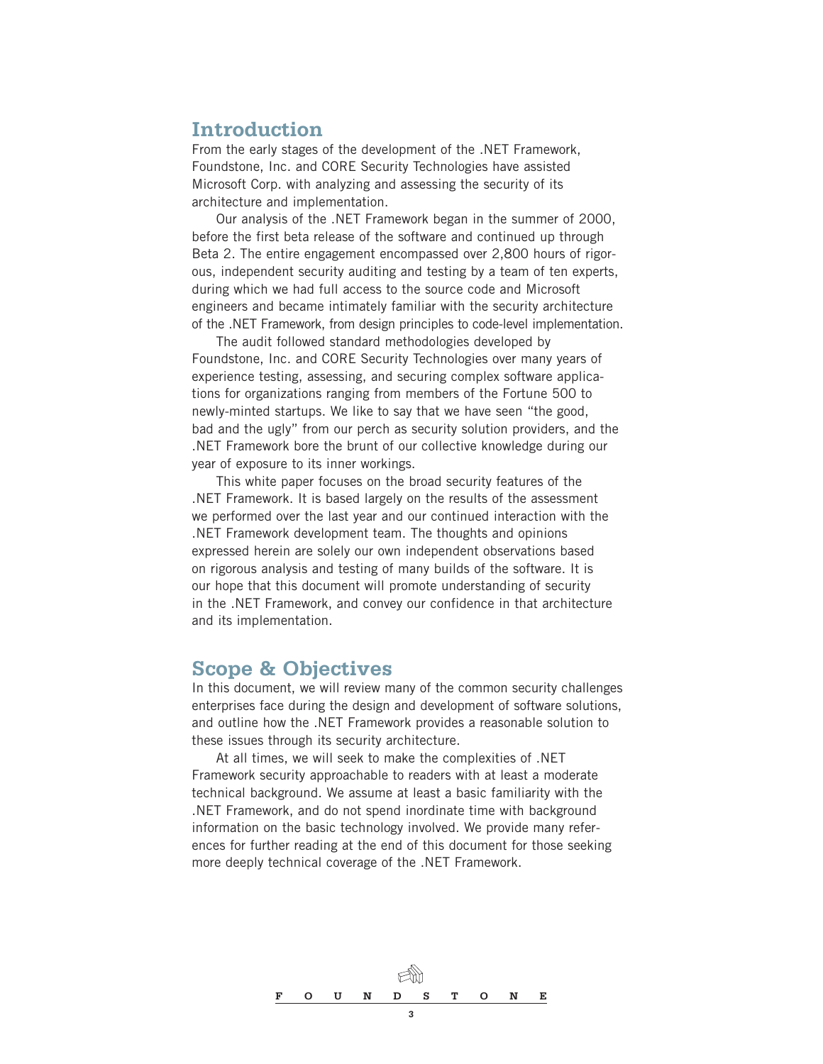## Introduction

From the early stages of the development of the .NET Framework, Foundstone, Inc. and CORE Security Technologies have assisted Microsoft Corp. with analyzing and assessing the security of its architecture and implementation.

Our analysis of the .NET Framework began in the summer of 2000, before the first beta release of the software and continued up through Beta 2. The entire engagement encompassed over 2,800 hours of rigorous, independent security auditing and testing by a team of ten experts, during which we had full access to the source code and Microsoft engineers and became intimately familiar with the security architecture of the .NET Framework, from design principles to code-level implementation.

The audit followed standard methodologies developed by Foundstone, Inc. and CORE Security Technologies over many years of experience testing, assessing, and securing complex software applications for organizations ranging from members of the Fortune 500 to newly-minted startups. We like to say that we have seen "the good, bad and the ugly" from our perch as security solution providers, and the .NET Framework bore the brunt of our collective knowledge during our year of exposure to its inner workings.

This white paper focuses on the broad security features of the .NET Framework. It is based largely on the results of the assessment we performed over the last year and our continued interaction with the .NET Framework development team. The thoughts and opinions expressed herein are solely our own independent observations based on rigorous analysis and testing of many builds of the software. It is our hope that this document will promote understanding of security in the .NET Framework, and convey our confidence in that architecture and its implementation.

## Scope & Objectives

In this document, we will review many of the common security challenges enterprises face during the design and development of software solutions, and outline how the .NET Framework provides a reasonable solution to these issues through its security architecture.

At all times, we will seek to make the complexities of .NET Framework security approachable to readers with at least a moderate technical background. We assume at least a basic familiarity with the .NET Framework, and do not spend inordinate time with background information on the basic technology involved. We provide many references for further reading at the end of this document for those seeking more deeply technical coverage of the .NET Framework.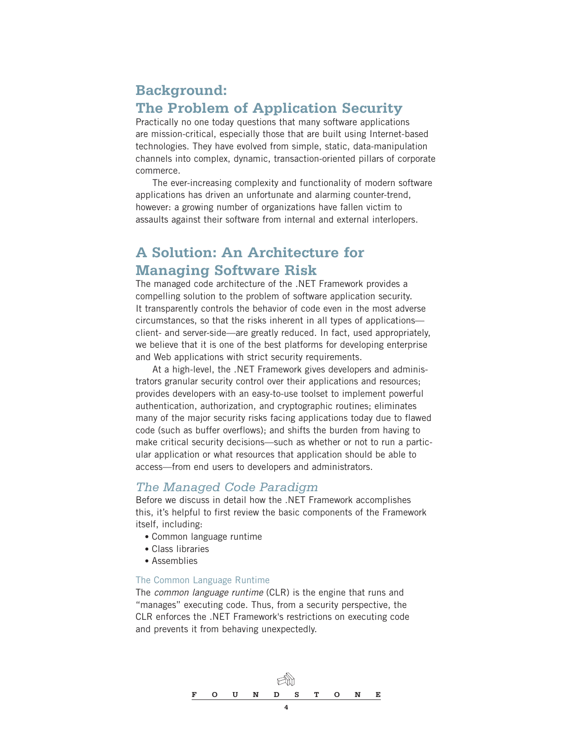## Background: The Problem of Application Security

Practically no one today questions that many software applications are mission-critical, especially those that are built using Internet-based technologies. They have evolved from simple, static, data-manipulation channels into complex, dynamic, transaction-oriented pillars of corporate commerce.

The ever-increasing complexity and functionality of modern software applications has driven an unfortunate and alarming counter-trend, however: a growing number of organizations have fallen victim to assaults against their software from internal and external interlopers.

## A Solution: An Architecture for Managing Software Risk

The managed code architecture of the .NET Framework provides a compelling solution to the problem of software application security. It transparently controls the behavior of code even in the most adverse circumstances, so that the risks inherent in all types of applications—client- and server-side—are greatly reduced. In fact, used appropriately, we believe that it is one of the best platforms for developing enterprise and Web applications with strict security requirements.

At a high-level, the .NET Framework gives developers and administrators granular security control over their applications and resources; provides developers with an easy-to-use toolset to implement powerful authentication, authorization, and cryptographic routines; eliminates many of the major security risks facing applications today due to flawed code (such as buffer overflows); and shifts the burden from having to make critical security decisions—such as whether or not to run a particular application or what resources that application should be able to access—from end users to developers and administrators.

### *The Managed Code Paradigm*

Before we discuss in detail how the .NET Framework accomplishes this, it's helpful to first review the basic components of the Framework itself, including:

- Common language runtime
- Class libraries
- Assemblies

#### The Common Language Runtime

The *common language runtime* (CLR) is the engine that runs and "manages" executing code. Thus, from a security perspective, the CLR enforces the .NET Framework's restrictions on executing code and prevents it from behaving unexpectedly.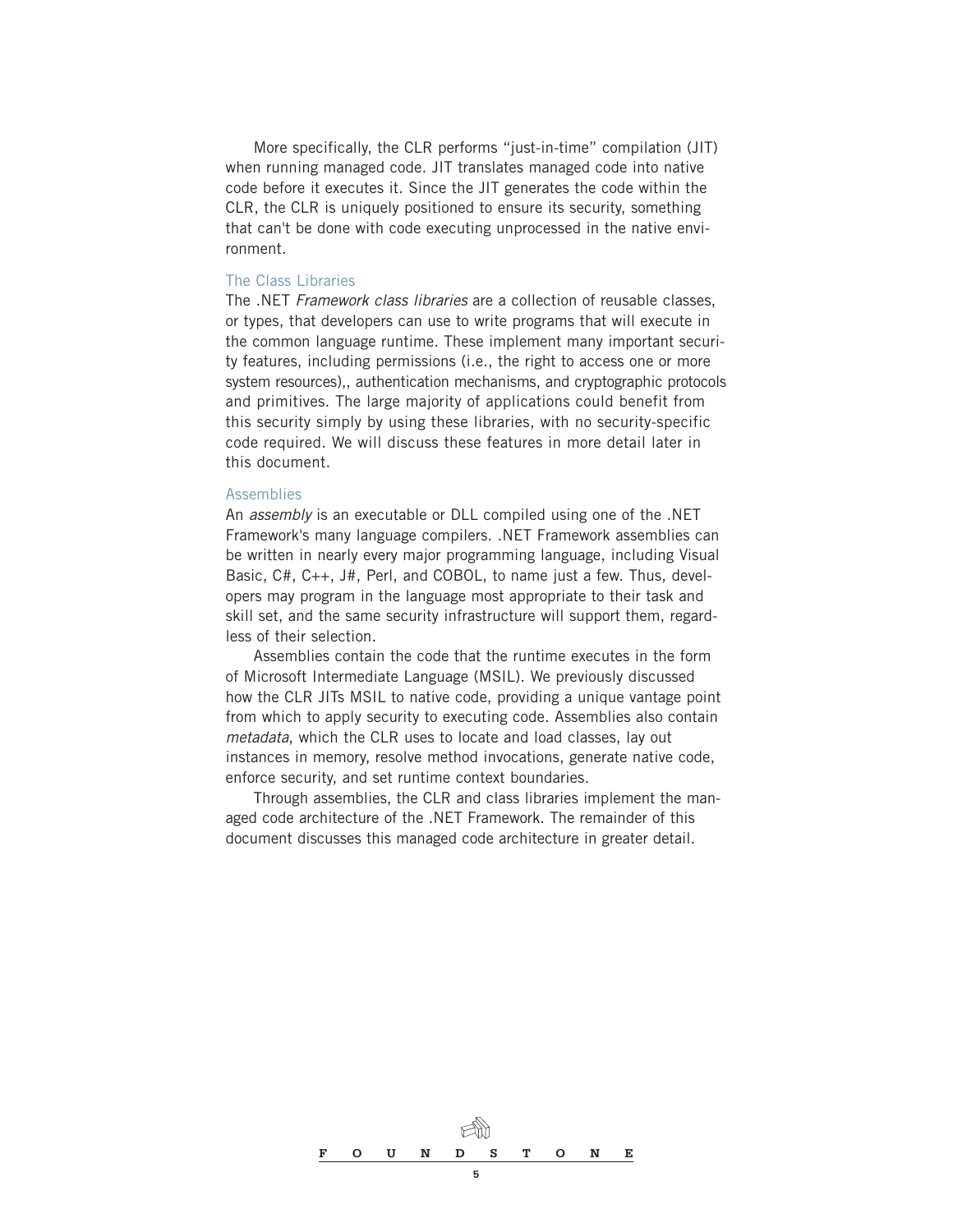More specifically, the CLR performs "just-in-time" compilation (JIT) when running managed code. JIT translates managed code into native code before it executes it. Since the JIT generates the code within the CLR, the CLR is uniquely positioned to ensure its security, something that can't be done with code executing unprocessed in the native environment.

### The Class Libraries

The .NET *Framework class libraries* are a collection of reusable classes, or types, that developers can use to write programs that will execute in the common language runtime. These implement many important security features, including permissions (i.e., the right to access one or more system resources),, authentication mechanisms, and cryptographic protocols and primitives. The large majority of applications could benefit from this security simply by using these libraries, with no security-specific code required. We will discuss these features in more detail later in this document.

### Assemblies

An *assembly* is an executable or DLL compiled using one of the .NET Framework's many language compilers. .NET Framework assemblies can be written in nearly every major programming language, including Visual Basic, C#, C++, J#, Perl, and COBOL, to name just a few. Thus, developers may program in the language most appropriate to their task and skill set, and the same security infrastructure will support them, regardless of their selection.

Assemblies contain the code that the runtime executes in the form of Microsoft Intermediate Language (MSIL). We previously discussed how the CLR JITs MSIL to native code, providing a unique vantage point from which to apply security to executing code. Assemblies also contain *metadata*, which the CLR uses to locate and load classes, lay out instances in memory, resolve method invocations, generate native code, enforce security, and set runtime context boundaries.

Through assemblies, the CLR and class libraries implement the managed code architecture of the .NET Framework. The remainder of this document discusses this managed code architecture in greater detail.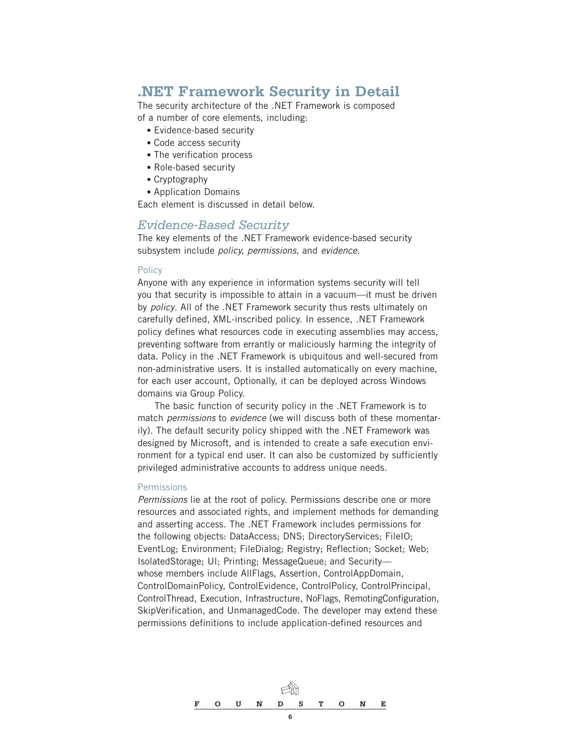## .NET Framework Security in Detail

The security architecture of the .NET Framework is composed of a number of core elements, including:

- Evidence-based security
- Code access security
- The verification process
- Role-based security
- Cryptography
- Application Domains

Each element is discussed in detail below.

### *Evidence-Based Security*

The key elements of the .NET Framework evidence-based security subsystem include *policy, permissions,* and *evidence*.

#### Policy

Anyone with any experience in information systems security will tell you that security is impossible to attain in a vacuum—it must be driven by *policy*. All of the .NET Framework security thus rests ultimately on carefully defined, XML-inscribed policy. In essence, .NET Framework policy defines what resources code in executing assemblies may access, preventing software from errantly or maliciously harming the integrity of data. Policy in the .NET Framework is ubiquitous and well-secured from non-administrative users. It is installed automatically on every machine, for each user account, Optionally, it can be deployed across Windows domains via Group Policy.

The basic function of security policy in the .NET Framework is to match *permissions* to *evidence* (we will discuss both of these momentarily). The default security policy shipped with the .NET Framework was designed by Microsoft, and is intended to create a safe execution environment for a typical end user. It can also be customized by sufficiently privileged administrative accounts to address unique needs.

#### Permissions

*Permissions* lie at the root of policy. Permissions describe one or more resources and associated rights, and implement methods for demanding and asserting access. The .NET Framework includes permissions for the following objects: DataAccess; DNS; DirectoryServices; FileIO; EventLog; Environment; FileDialog; Registry; Reflection; Socket; Web; IsolatedStorage; UI; Printing; MessageQueue; and Security—whose members include AllFlags, Assertion, ControlAppDomain, ControlDomainPolicy, ControlEvidence, ControlPolicy, ControlPrincipal, ControlThread, Execution, Infrastructure, NoFlags, RemotingConfiguration, SkipVerification, and UnmanagedCode. The developer may extend these permissions definitions to include application-defined resources and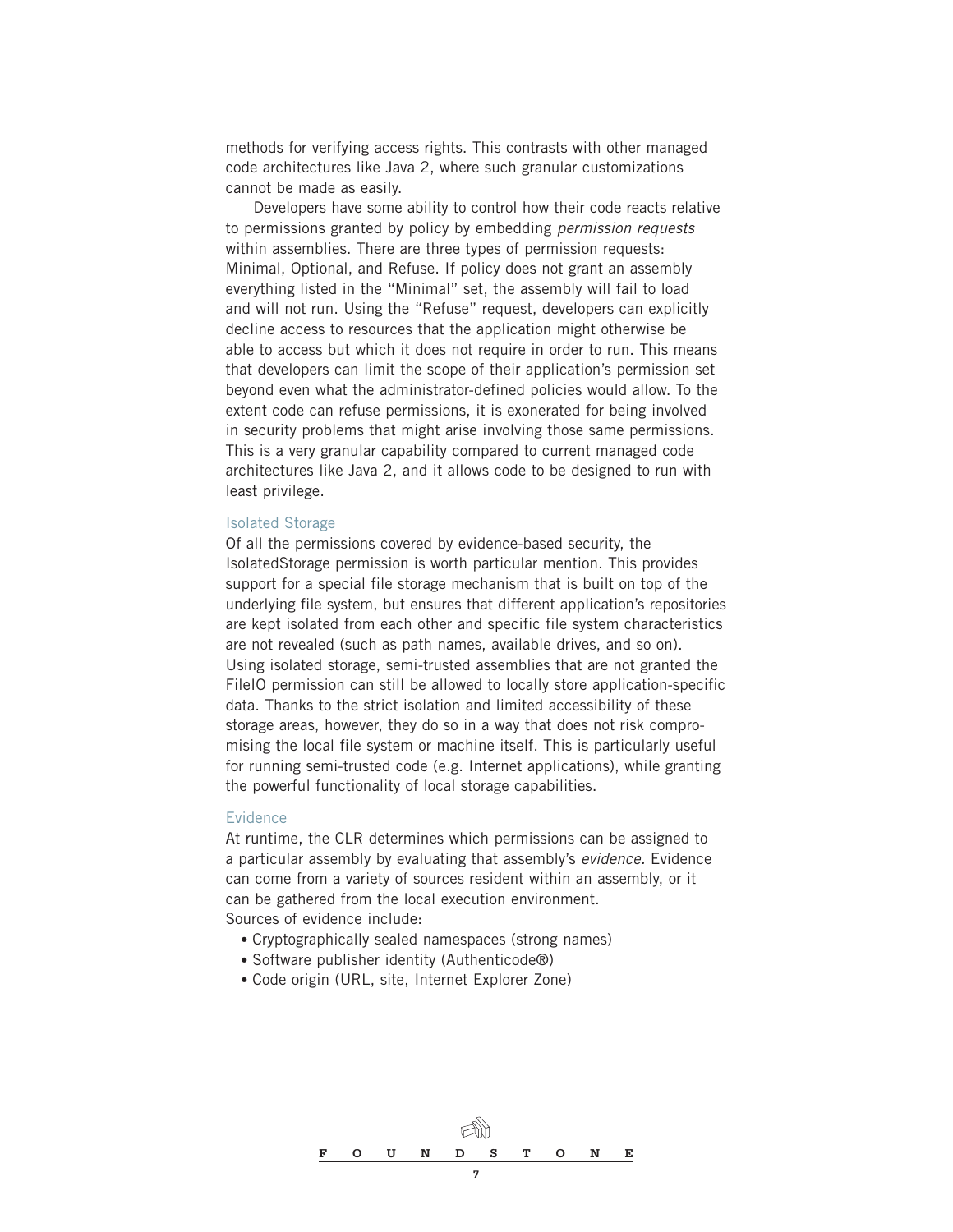methods for verifying access rights. This contrasts with other managed code architectures like Java 2, where such granular customizations cannot be made as easily.

Developers have some ability to control how their code reacts relative to permissions granted by policy by embedding *permission requests* within assemblies. There are three types of permission requests: Minimal, Optional, and Refuse. If policy does not grant an assembly everything listed in the "Minimal" set, the assembly will fail to load and will not run. Using the "Refuse" request, developers can explicitly decline access to resources that the application might otherwise be able to access but which it does not require in order to run. This means that developers can limit the scope of their application's permission set beyond even what the administrator-defined policies would allow. To the extent code can refuse permissions, it is exonerated for being involved in security problems that might arise involving those same permissions. This is a very granular capability compared to current managed code architectures like Java 2, and it allows code to be designed to run with least privilege.

### Isolated Storage

Of all the permissions covered by evidence-based security, the IsolatedStorage permission is worth particular mention. This provides support for a special file storage mechanism that is built on top of the underlying file system, but ensures that different application's repositories are kept isolated from each other and specific file system characteristics are not revealed (such as path names, available drives, and so on). Using isolated storage, semi-trusted assemblies that are not granted the FileIO permission can still be allowed to locally store application-specific data. Thanks to the strict isolation and limited accessibility of these storage areas, however, they do so in a way that does not risk compromising the local file system or machine itself. This is particularly useful for running semi-trusted code (e.g. Internet applications), while granting the powerful functionality of local storage capabilities.

### Evidence

At runtime, the CLR determines which permissions can be assigned to a particular assembly by evaluating that assembly's *evidence*. Evidence can come from a variety of sources resident within an assembly, or it can be gathered from the local execution environment.

Sources of evidence include:

- Cryptographically sealed namespaces (strong names)
- Software publisher identity (Authenticode®)
- Code origin (URL, site, Internet Explorer Zone)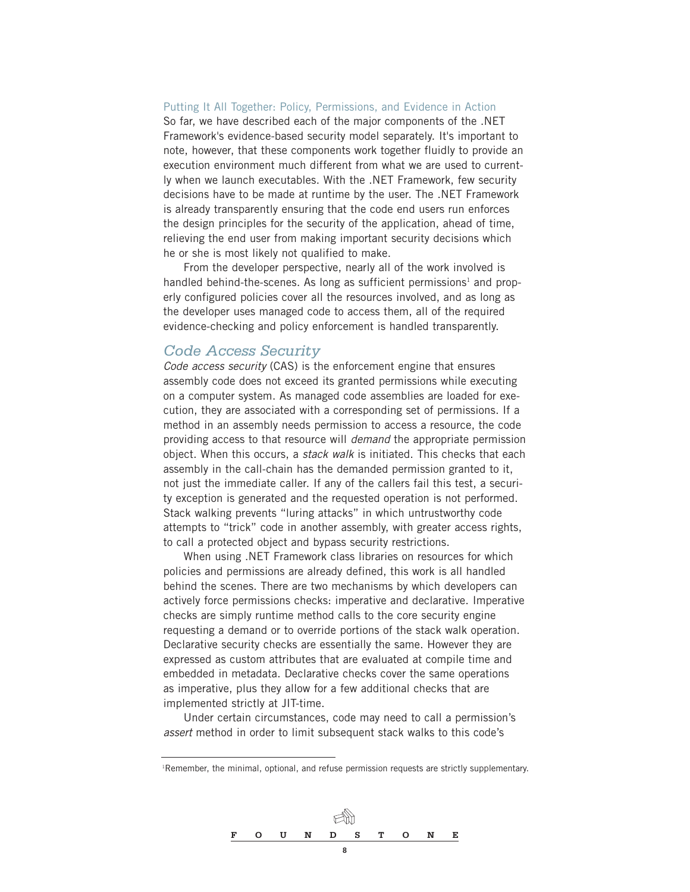### Putting It All Together: Policy, Permissions, and Evidence in Action

So far, we have described each of the major components of the .NET Framework's evidence-based security model separately. It's important to note, however, that these components work together fluidly to provide an execution environment much different from what we are used to currently when we launch executables. With the .NET Framework, few security decisions have to be made at runtime by the user. The .NET Framework is already transparently ensuring that the code end users run enforces the design principles for the security of the application, ahead of time, relieving the end user from making important security decisions which he or she is most likely not qualified to make.

From the developer perspective, nearly all of the work involved is handled behind-the-scenes. As long as sufficient permissions[1] and properly configured policies cover all the resources involved, and as long as the developer uses managed code to access them, all of the required evidence-checking and policy enforcement is handled transparently.

## *Code Access Security*

*Code access security* (CAS) is the enforcement engine that ensures assembly code does not exceed its granted permissions while executing on a computer system. As managed code assemblies are loaded for execution, they are associated with a corresponding set of permissions. If a method in an assembly needs permission to access a resource, the code providing access to that resource will *demand* the appropriate permission object. When this occurs, a *stack walk* is initiated. This checks that each assembly in the call-chain has the demanded permission granted to it, not just the immediate caller. If any of the callers fail this test, a security exception is generated and the requested operation is not performed. Stack walking prevents "luring attacks" in which untrustworthy code attempts to "trick" code in another assembly, with greater access rights, to call a protected object and bypass security restrictions.

When using .NET Framework class libraries on resources for which policies and permissions are already defined, this work is all handled behind the scenes. There are two mechanisms by which developers can actively force permissions checks: imperative and declarative. Imperative checks are simply runtime method calls to the core security engine requesting a demand or to override portions of the stack walk operation. Declarative security checks are essentially the same. However they are expressed as custom attributes that are evaluated at compile time and embedded in metadata. Declarative checks cover the same operations as imperative, plus they allow for a few additional checks that are implemented strictly at JIT-time.

Under certain circumstances, code may need to call a permission's *assert* method in order to limit subsequent stack walks to this code's

[1] Remember, the minimal, optional, and refuse permission requests are strictly supplementary.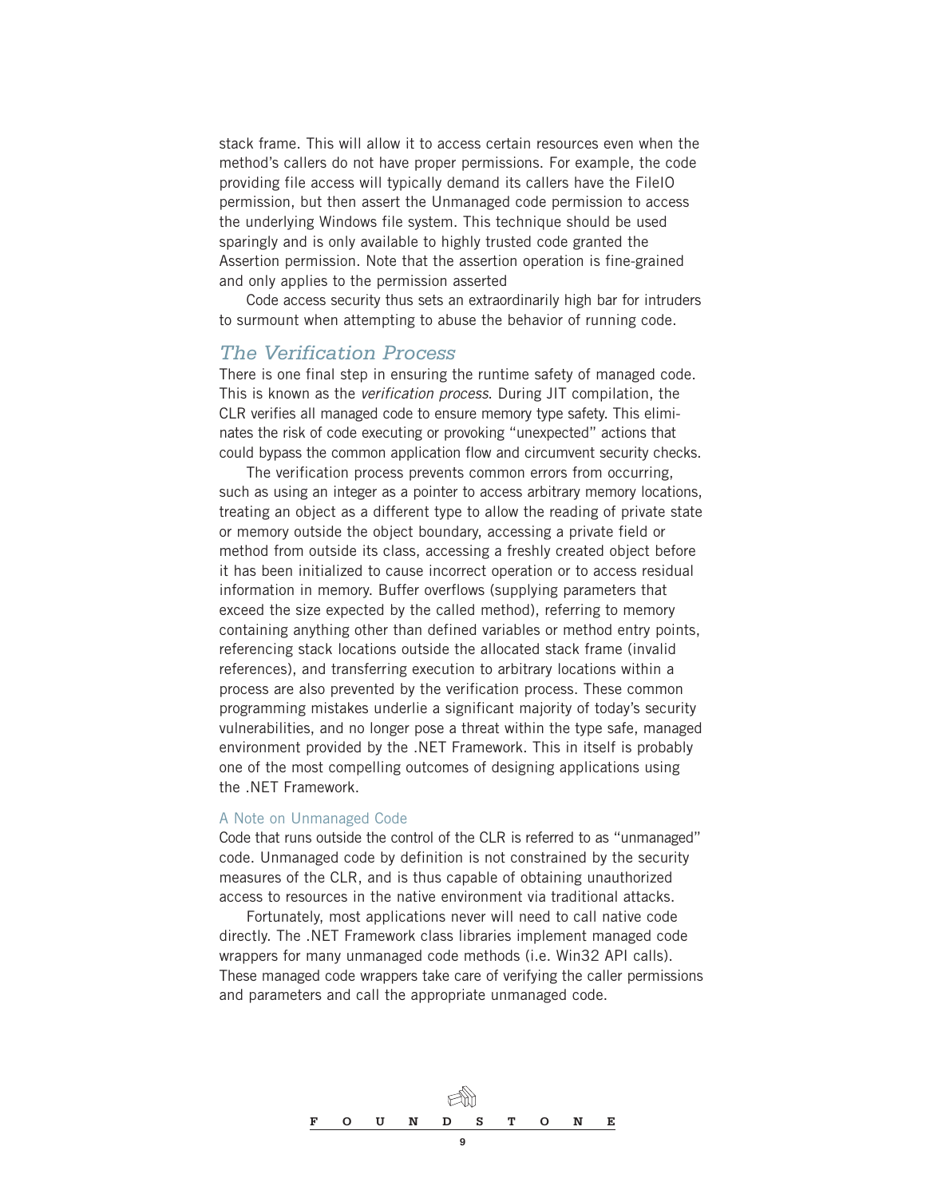stack frame. This will allow it to access certain resources even when the method's callers do not have proper permissions. For example, the code providing file access will typically demand its callers have the FileIO permission, but then assert the Unmanaged code permission to access the underlying Windows file system. This technique should be used sparingly and is only available to highly trusted code granted the Assertion permission. Note that the assertion operation is fine-grained and only applies to the permission asserted

Code access security thus sets an extraordinarily high bar for intruders to surmount when attempting to abuse the behavior of running code.

## *The Verification Process*

There is one final step in ensuring the runtime safety of managed code. This is known as the *verification process*. During JIT compilation, the CLR verifies all managed code to ensure memory type safety. This eliminates the risk of code executing or provoking "unexpected" actions that could bypass the common application flow and circumvent security checks.

The verification process prevents common errors from occurring, such as using an integer as a pointer to access arbitrary memory locations, treating an object as a different type to allow the reading of private state or memory outside the object boundary, accessing a private field or method from outside its class, accessing a freshly created object before it has been initialized to cause incorrect operation or to access residual information in memory. Buffer overflows (supplying parameters that exceed the size expected by the called method), referring to memory containing anything other than defined variables or method entry points, referencing stack locations outside the allocated stack frame (invalid references), and transferring execution to arbitrary locations within a process are also prevented by the verification process. These common programming mistakes underlie a significant majority of today's security vulnerabilities, and no longer pose a threat within the type safe, managed environment provided by the .NET Framework. This in itself is probably one of the most compelling outcomes of designing applications using the .NET Framework.

### A Note on Unmanaged Code

Code that runs outside the control of the CLR is referred to as "unmanaged" code. Unmanaged code by definition is not constrained by the security measures of the CLR, and is thus capable of obtaining unauthorized access to resources in the native environment via traditional attacks.

Fortunately, most applications never will need to call native code directly. The .NET Framework class libraries implement managed code wrappers for many unmanaged code methods (i.e. Win32 API calls). These managed code wrappers take care of verifying the caller permissions and parameters and call the appropriate unmanaged code.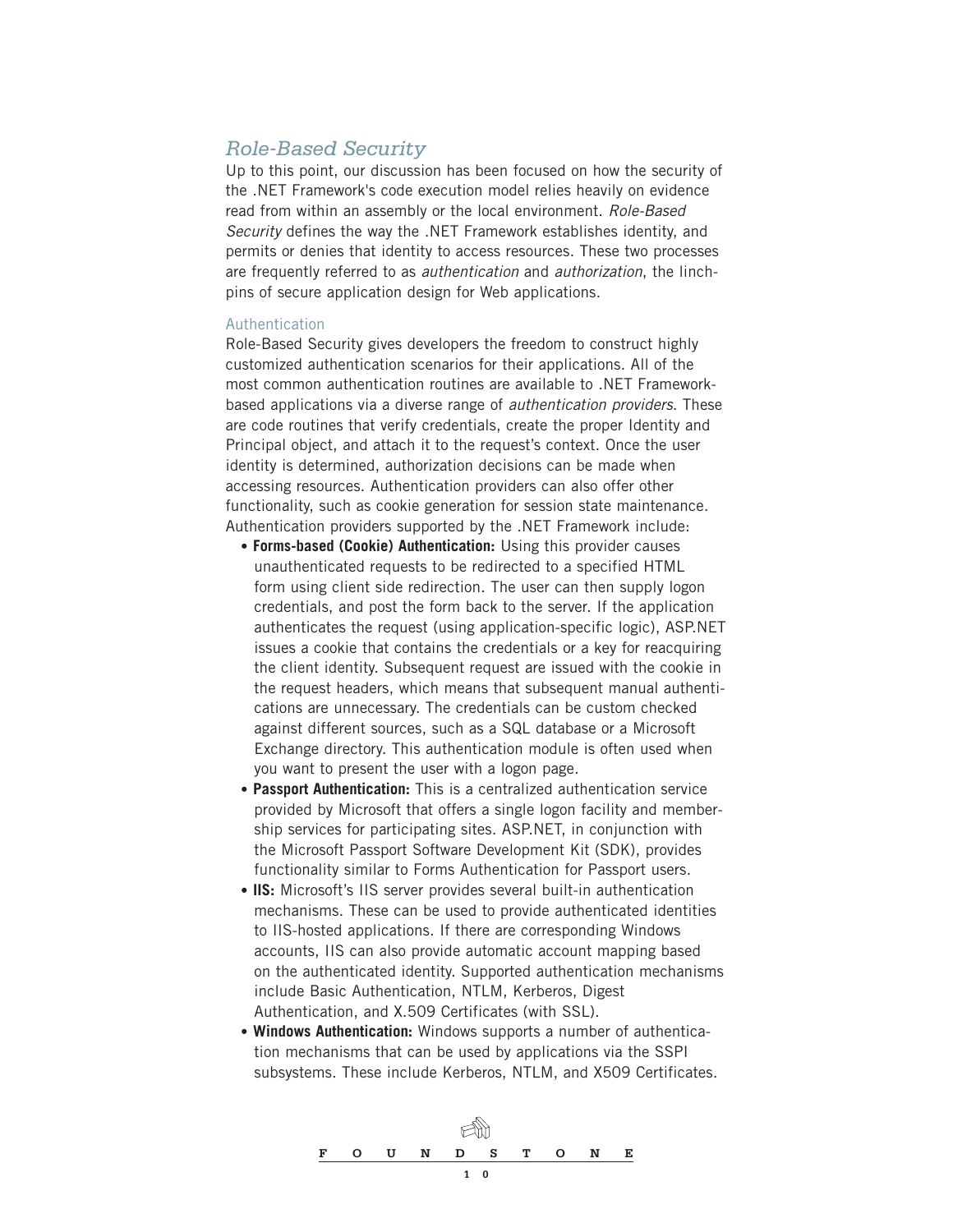## *Role-Based Security*

Up to this point, our discussion has been focused on how the security of the .NET Framework's code execution model relies heavily on evidence read from within an assembly or the local environment. *Role-Based Security* defines the way the .NET Framework establishes identity, and permits or denies that identity to access resources. These two processes are frequently referred to as *authentication* and *authorization*, the linchpins of secure application design for Web applications.

### Authentication

Role-Based Security gives developers the freedom to construct highly customized authentication scenarios for their applications. All of the most common authentication routines are available to .NET Framework-based applications via a diverse range of *authentication providers*. These are code routines that verify credentials, create the proper Identity and Principal object, and attach it to the request's context. Once the user identity is determined, authorization decisions can be made when accessing resources. Authentication providers can also offer other functionality, such as cookie generation for session state maintenance. Authentication providers supported by the .NET Framework include:

- **Forms-based (Cookie) Authentication:** Using this provider causes unauthenticated requests to be redirected to a specified HTML form using client side redirection. The user can then supply logon credentials, and post the form back to the server. If the application authenticates the request (using application-specific logic), ASP.NET issues a cookie that contains the credentials or a key for reacquiring the client identity. Subsequent request are issued with the cookie in the request headers, which means that subsequent manual authentications are unnecessary. The credentials can be custom checked against different sources, such as a SQL database or a Microsoft Exchange directory. This authentication module is often used when you want to present the user with a logon page.
- **Passport Authentication:** This is a centralized authentication service provided by Microsoft that offers a single logon facility and membership services for participating sites. ASP.NET, in conjunction with the Microsoft Passport Software Development Kit (SDK), provides functionality similar to Forms Authentication for Passport users.
- **IIS:** Microsoft's IIS server provides several built-in authentication mechanisms. These can be used to provide authenticated identities to IIS-hosted applications. If there are corresponding Windows accounts, IIS can also provide automatic account mapping based on the authenticated identity. Supported authentication mechanisms include Basic Authentication, NTLM, Kerberos, Digest Authentication, and X.509 Certificates (with SSL).
- **Windows Authentication:** Windows supports a number of authentication mechanisms that can be used by applications via the SSPI subsystems. These include Kerberos, NTLM, and X509 Certificates.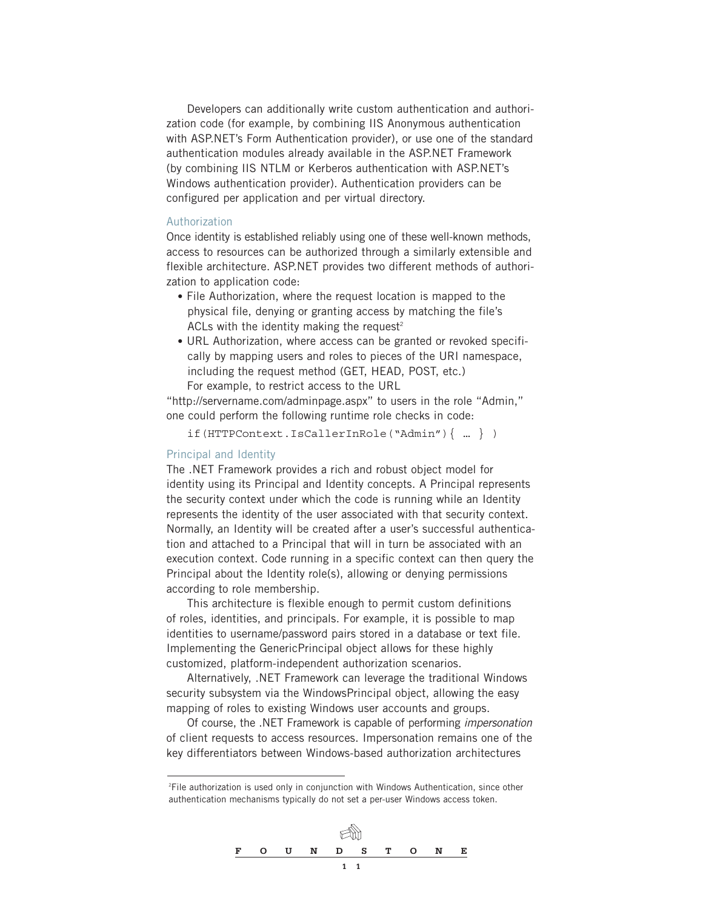Developers can additionally write custom authentication and authorization code (for example, by combining IIS Anonymous authentication with ASP.NET's Form Authentication provider), or use one of the standard authentication modules already available in the ASP.NET Framework (by combining IIS NTLM or Kerberos authentication with ASP.NET's Windows authentication provider). Authentication providers can be configured per application and per virtual directory.

### Authorization

Once identity is established reliably using one of these well-known methods, access to resources can be authorized through a similarly extensible and flexible architecture. ASP.NET provides two different methods of authorization to application code:

- File Authorization, where the request location is mapped to the physical file, denying or granting access by matching the file's ACLs with the identity making the request[2]
- URL Authorization, where access can be granted or revoked specifically by mapping users and roles to pieces of the URI namespace, including the request method (GET, HEAD, POST, etc.)

For example, to restrict access to the URL "http://servername.com/adminpage.aspx" to users in the role "Admin," one could perform the following runtime role checks in code:

```
if(HTTPContext.IsCallerInRole("Admin"){ … } )
```

### Principal and Identity

The .NET Framework provides a rich and robust object model for identity using its Principal and Identity concepts. A Principal represents the security context under which the code is running while an Identity represents the identity of the user associated with that security context. Normally, an Identity will be created after a user's successful authentication and attached to a Principal that will in turn be associated with an execution context. Code running in a specific context can then query the Principal about the Identity role(s), allowing or denying permissions according to role membership.

This architecture is flexible enough to permit custom definitions of roles, identities, and principals. For example, it is possible to map identities to username/password pairs stored in a database or text file. Implementing the GenericPrincipal object allows for these highly customized, platform-independent authorization scenarios.

Alternatively, .NET Framework can leverage the traditional Windows security subsystem via the WindowsPrincipal object, allowing the easy mapping of roles to existing Windows user accounts and groups.

Of course, the .NET Framework is capable of performing *impersonation* of client requests to access resources. Impersonation remains one of the key differentiators between Windows-based authorization architectures

---

[2] File authorization is used only in conjunction with Windows Authentication, since other authentication mechanisms typically do not set a per-user Windows access token.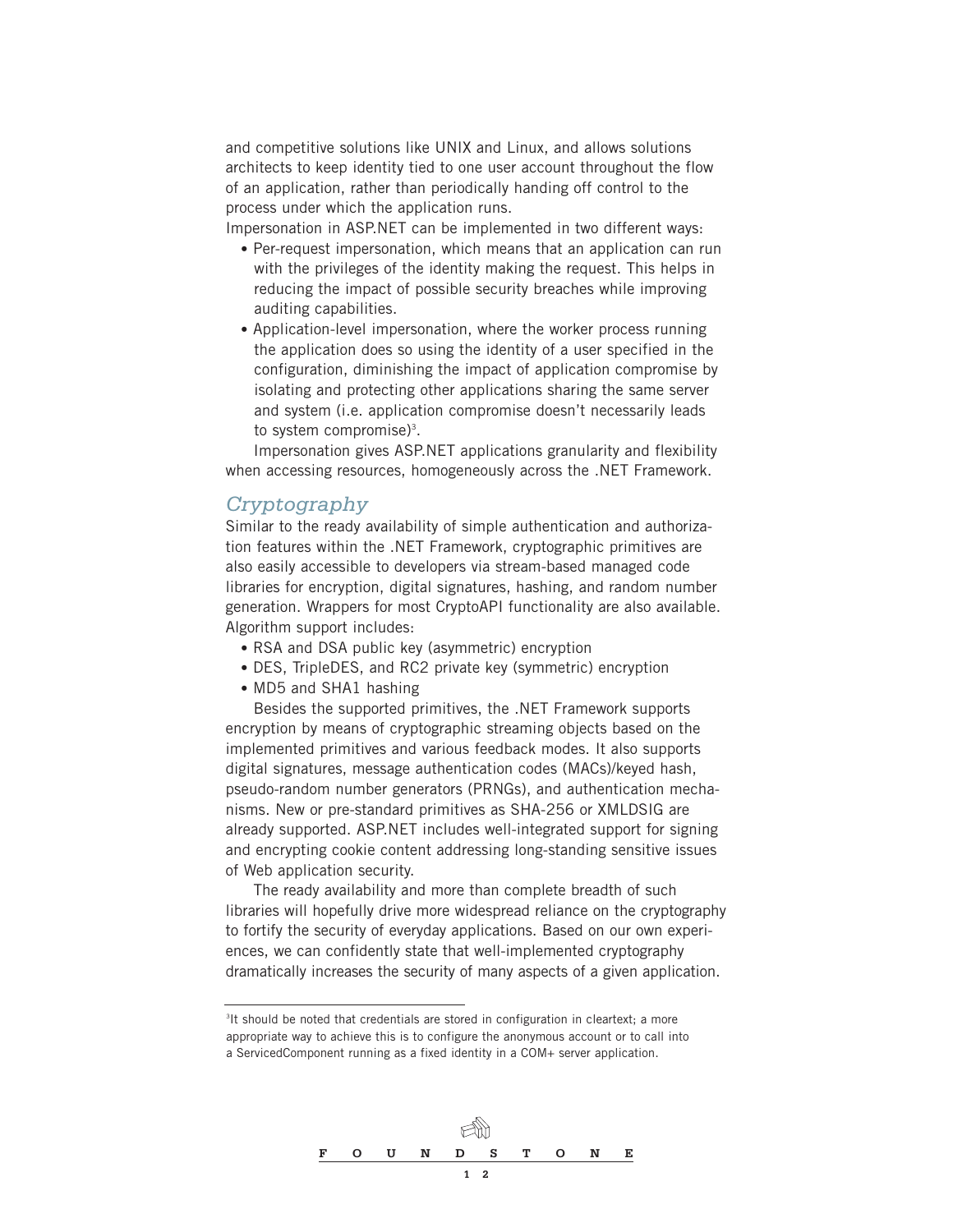and competitive solutions like UNIX and Linux, and allows solutions architects to keep identity tied to one user account throughout the flow of an application, rather than periodically handing off control to the process under which the application runs.

Impersonation in ASP.NET can be implemented in two different ways:

- Per-request impersonation, which means that an application can run with the privileges of the identity making the request. This helps in reducing the impact of possible security breaches while improving auditing capabilities.
- Application-level impersonation, where the worker process running the application does so using the identity of a user specified in the configuration, diminishing the impact of application compromise by isolating and protecting other applications sharing the same server and system (i.e. application compromise doesn't necessarily leads to system compromise)[3].

Impersonation gives ASP.NET applications granularity and flexibility when accessing resources, homogeneously across the .NET Framework.

## *Cryptography*

Similar to the ready availability of simple authentication and authorization features within the .NET Framework, cryptographic primitives are also easily accessible to developers via stream-based managed code libraries for encryption, digital signatures, hashing, and random number generation. Wrappers for most CryptoAPI functionality are also available. Algorithm support includes:

- RSA and DSA public key (asymmetric) encryption
- DES, TripleDES, and RC2 private key (symmetric) encryption
- MD5 and SHA1 hashing

Besides the supported primitives, the .NET Framework supports encryption by means of cryptographic streaming objects based on the implemented primitives and various feedback modes. It also supports digital signatures, message authentication codes (MACs)/keyed hash, pseudo-random number generators (PRNGs), and authentication mechanisms. New or pre-standard primitives as SHA-256 or XMLDSIG are already supported. ASP.NET includes well-integrated support for signing and encrypting cookie content addressing long-standing sensitive issues of Web application security.

The ready availability and more than complete breadth of such libraries will hopefully drive more widespread reliance on the cryptography to fortify the security of everyday applications. Based on our own experiences, we can confidently state that well-implemented cryptography dramatically increases the security of many aspects of a given application.

---

[3] It should be noted that credentials are stored in configuration in cleartext; a more appropriate way to achieve this is to configure the anonymous account or to call into a ServicedComponent running as a fixed identity in a COM+ server application.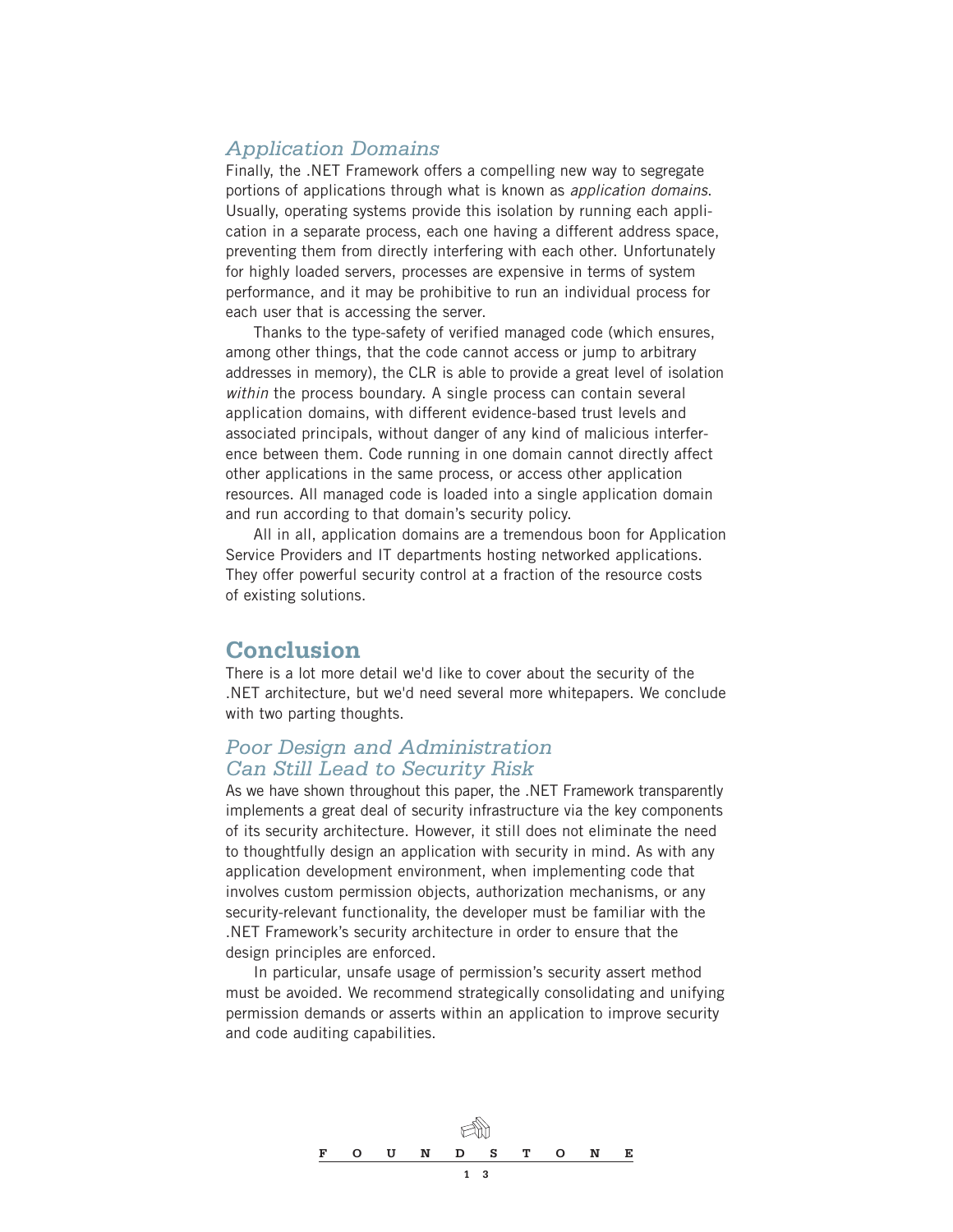### *Application Domains*

Finally, the .NET Framework offers a compelling new way to segregate portions of applications through what is known as *application domains*. Usually, operating systems provide this isolation by running each application in a separate process, each one having a different address space, preventing them from directly interfering with each other. Unfortunately for highly loaded servers, processes are expensive in terms of system performance, and it may be prohibitive to run an individual process for each user that is accessing the server.

Thanks to the type-safety of verified managed code (which ensures, among other things, that the code cannot access or jump to arbitrary addresses in memory), the CLR is able to provide a great level of isolation *within* the process boundary. A single process can contain several application domains, with different evidence-based trust levels and associated principals, without danger of any kind of malicious interference between them. Code running in one domain cannot directly affect other applications in the same process, or access other application resources. All managed code is loaded into a single application domain and run according to that domain's security policy.

All in all, application domains are a tremendous boon for Application Service Providers and IT departments hosting networked applications. They offer powerful security control at a fraction of the resource costs of existing solutions.

## Conclusion

There is a lot more detail we'd like to cover about the security of the .NET architecture, but we'd need several more whitepapers. We conclude with two parting thoughts.

### *Poor Design and Administration Can Still Lead to Security Risk*

As we have shown throughout this paper, the .NET Framework transparently implements a great deal of security infrastructure via the key components of its security architecture. However, it still does not eliminate the need to thoughtfully design an application with security in mind. As with any application development environment, when implementing code that involves custom permission objects, authorization mechanisms, or any security-relevant functionality, the developer must be familiar with the .NET Framework's security architecture in order to ensure that the design principles are enforced.

In particular, unsafe usage of permission's security assert method must be avoided. We recommend strategically consolidating and unifying permission demands or asserts within an application to improve security and code auditing capabilities.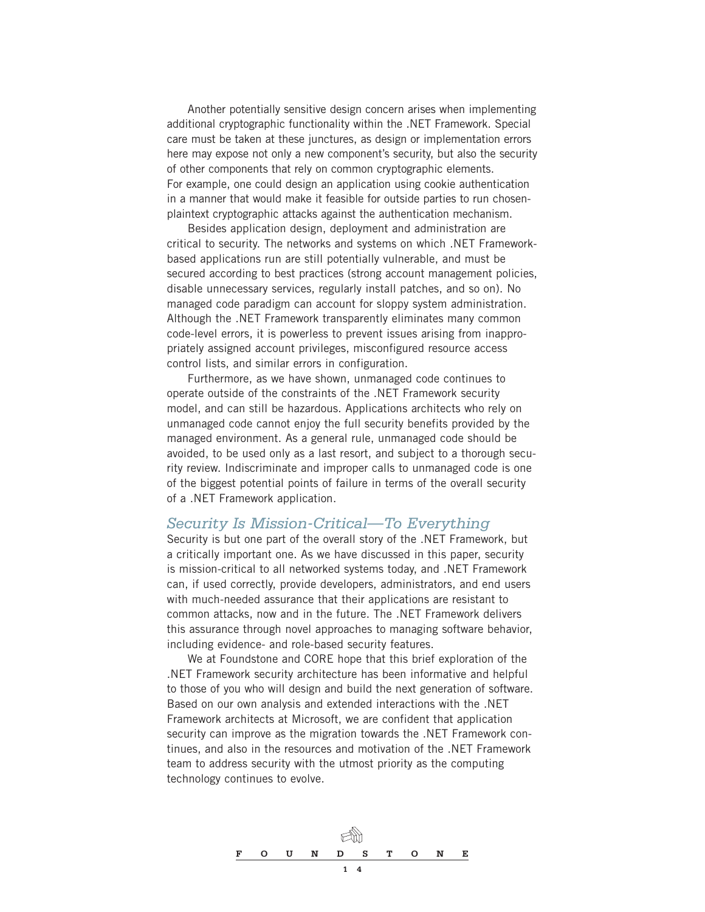Another potentially sensitive design concern arises when implementing additional cryptographic functionality within the .NET Framework. Special care must be taken at these junctures, as design or implementation errors here may expose not only a new component's security, but also the security of other components that rely on common cryptographic elements. For example, one could design an application using cookie authentication in a manner that would make it feasible for outside parties to run chosen-plaintext cryptographic attacks against the authentication mechanism.

Besides application design, deployment and administration are critical to security. The networks and systems on which .NET Framework-based applications run are still potentially vulnerable, and must be secured according to best practices (strong account management policies, disable unnecessary services, regularly install patches, and so on). No managed code paradigm can account for sloppy system administration. Although the .NET Framework transparently eliminates many common code-level errors, it is powerless to prevent issues arising from inappropriately assigned account privileges, misconfigured resource access control lists, and similar errors in configuration.

Furthermore, as we have shown, unmanaged code continues to operate outside of the constraints of the .NET Framework security model, and can still be hazardous. Applications architects who rely on unmanaged code cannot enjoy the full security benefits provided by the managed environment. As a general rule, unmanaged code should be avoided, to be used only as a last resort, and subject to a thorough security review. Indiscriminate and improper calls to unmanaged code is one of the biggest potential points of failure in terms of the overall security of a .NET Framework application.

## *Security Is Mission-Critical—To Everything*

Security is but one part of the overall story of the .NET Framework, but a critically important one. As we have discussed in this paper, security is mission-critical to all networked systems today, and .NET Framework can, if used correctly, provide developers, administrators, and end users with much-needed assurance that their applications are resistant to common attacks, now and in the future. The .NET Framework delivers this assurance through novel approaches to managing software behavior, including evidence- and role-based security features.

We at Foundstone and CORE hope that this brief exploration of the .NET Framework security architecture has been informative and helpful to those of you who will design and build the next generation of software. Based on our own analysis and extended interactions with the .NET Framework architects at Microsoft, we are confident that application security can improve as the migration towards the .NET Framework continues, and also in the resources and motivation of the .NET Framework team to address security with the utmost priority as the computing technology continues to evolve.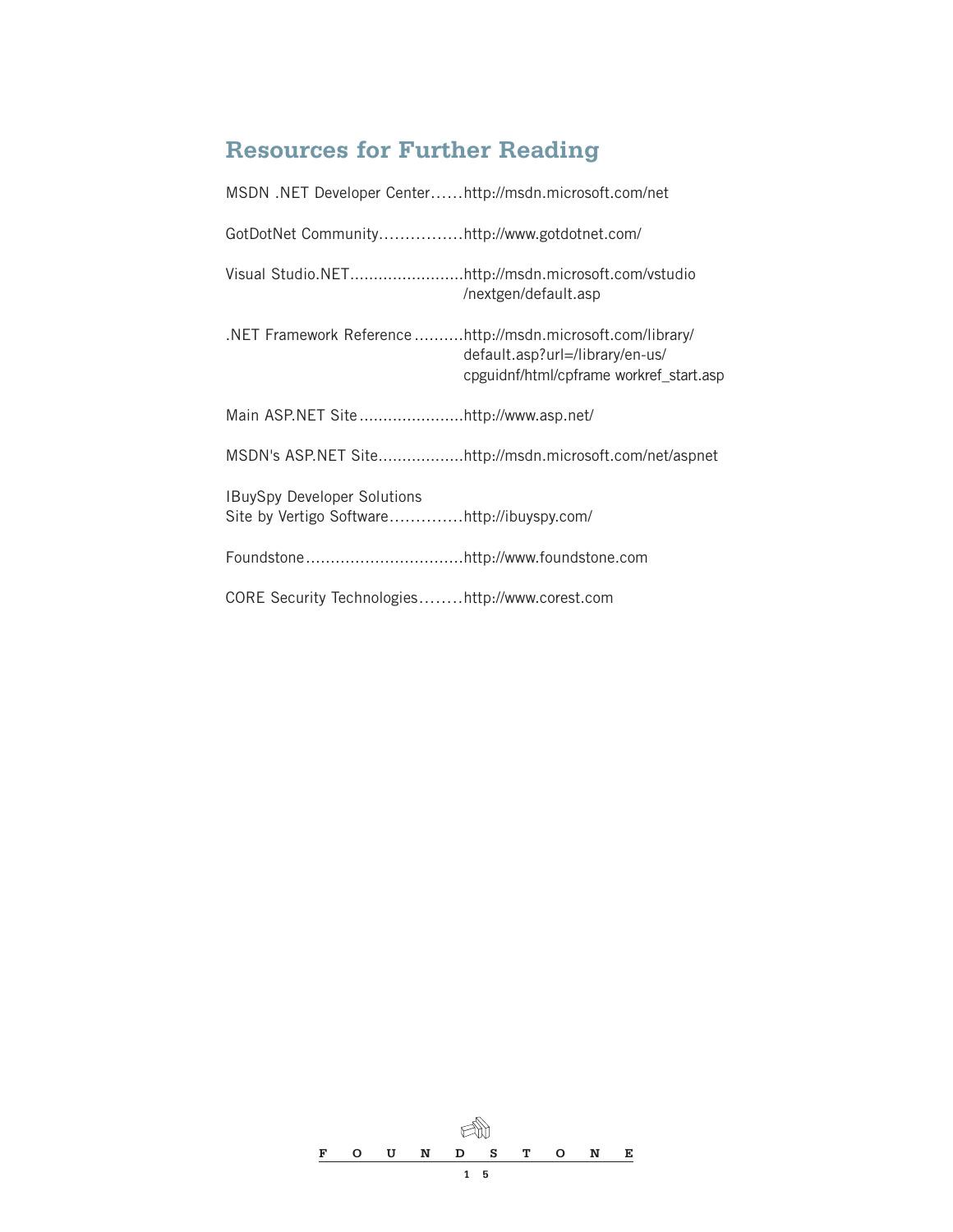## Resources for Further Reading

MSDN .NET Developer Center......http://msdn.microsoft.com/net

GotDotNet Community................http://www.gotdotnet.com/

Visual Studio.NET........................http://msdn.microsoft.com/vstudio
/nextgen/default.asp

.NET Framework Reference ..........http://msdn.microsoft.com/library/
default.asp?url=/library/en-us/
cpguidnf/html/cpframe workref_start.asp

Main ASP.NET Site ......................http://www.asp.net/

MSDN's ASP.NET Site..................http://msdn.microsoft.com/net/aspnet

IBuySpy Developer Solutions
Site by Vertigo Software..............http://ibuyspy.com/

Foundstone................................http://www.foundstone.com

CORE Security Technologies........http://www.corest.com